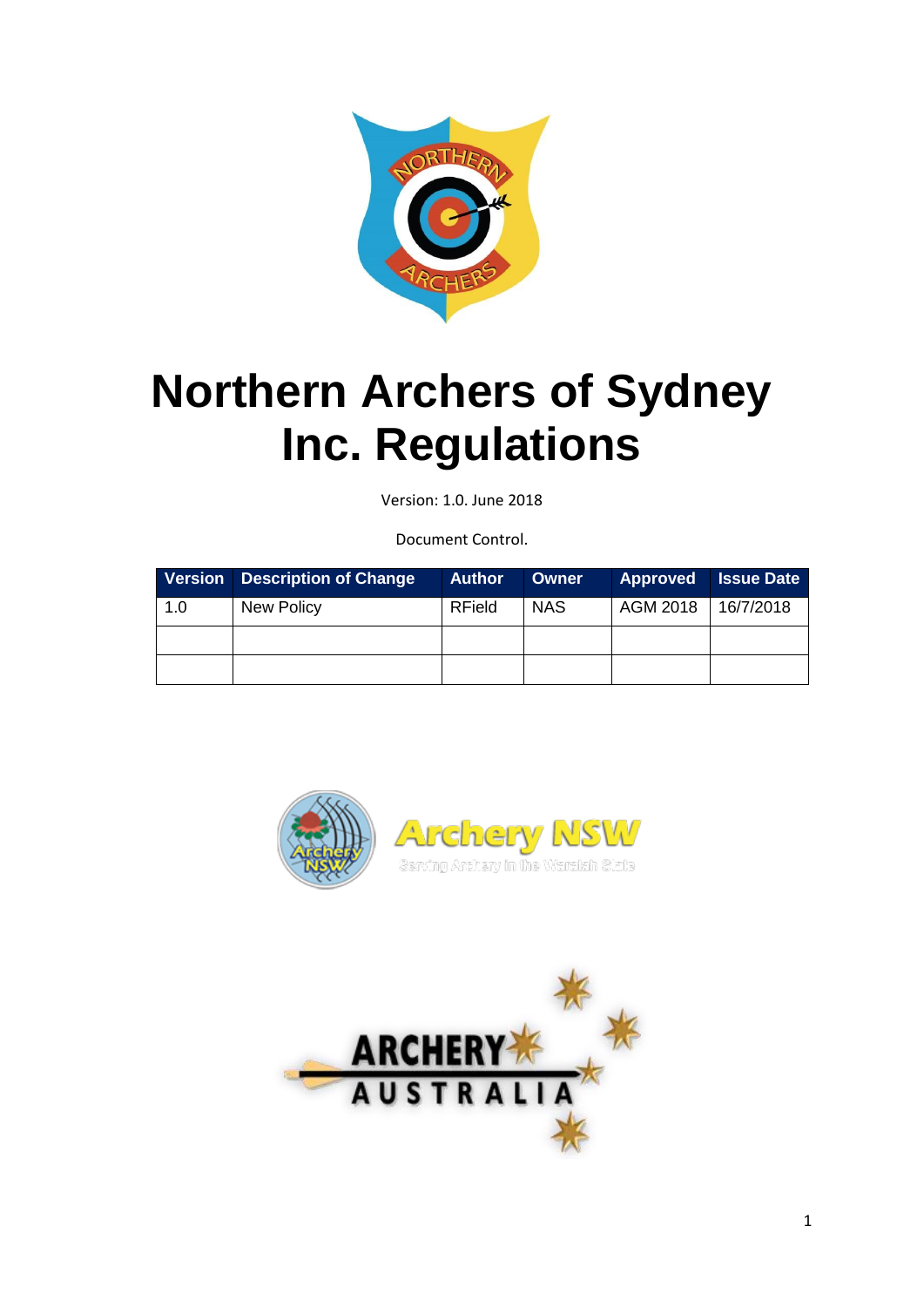# Northern Archers of Sydney Inc. Regulations

Version: 1.0. June 2018

Document Control.

| Version | Description of Change | Author | Owner | Approved | Issue Date |
|---|---|---|---|---|---|
| 1.0 | New Policy | RField | NAS | AGM 2018 | 16/7/2018 |
| | | | | | |
| | | | | | |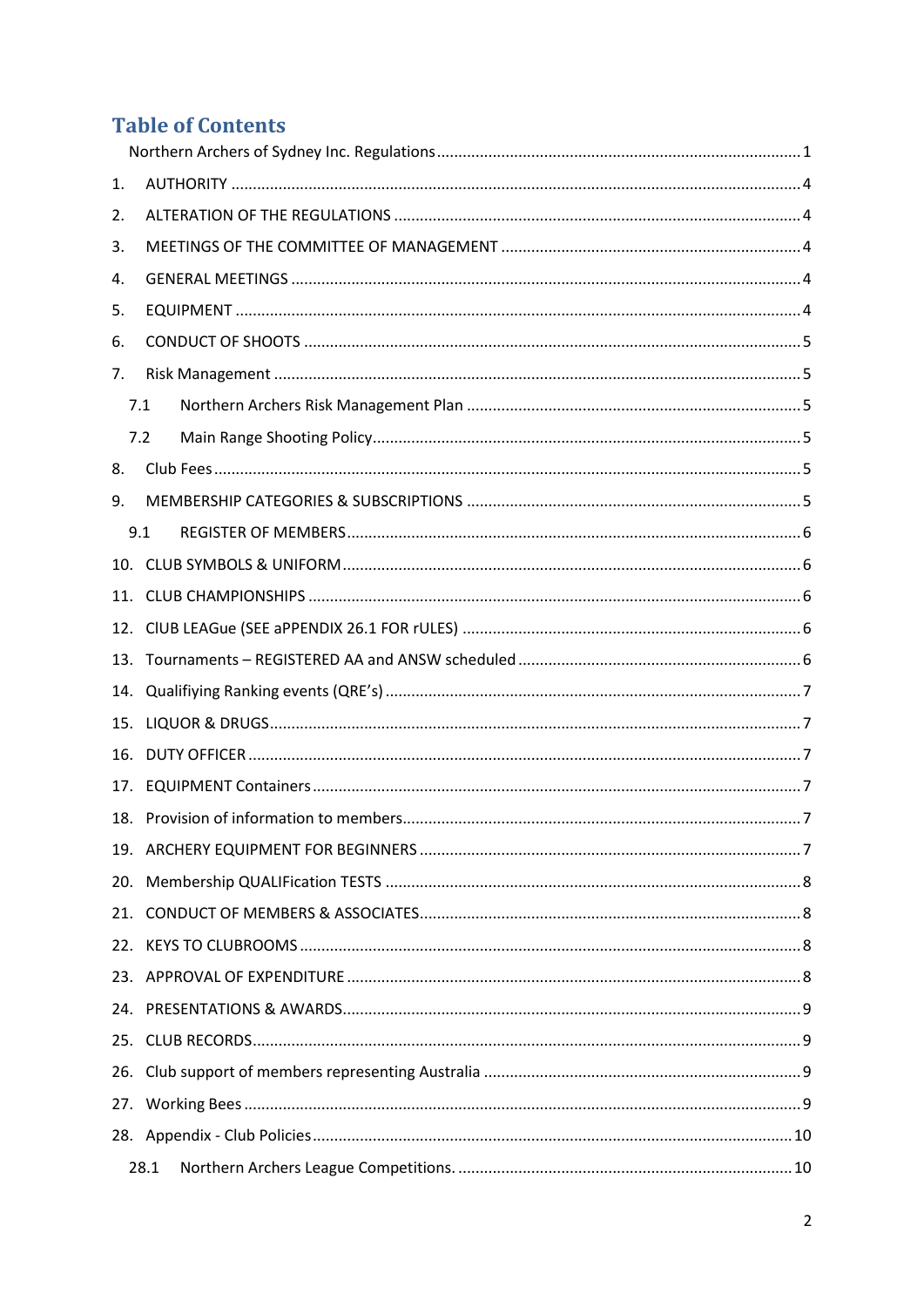# Table of Contents

Northern Archers of Sydney Inc. Regulations ........................................................................ 1

1. AUTHORITY ........................................................................ 4
2. ALTERATION OF THE REGULATIONS ........................................................................ 4
3. MEETINGS OF THE COMMITTEE OF MANAGEMENT ........................................................................ 4
4. GENERAL MEETINGS ........................................................................ 4
5. EQUIPMENT ........................................................................ 4
6. CONDUCT OF SHOOTS ........................................................................ 5
7. Risk Management ........................................................................ 5
   - 7.1 Northern Archers Risk Management Plan ........................................................................ 5
   - 7.2 Main Range Shooting Policy ........................................................................ 5
8. Club Fees ........................................................................ 5
9. MEMBERSHIP CATEGORIES & SUBSCRIPTIONS ........................................................................ 5
   - 9.1 REGISTER OF MEMBERS ........................................................................ 6
10. CLUB SYMBOLS & UNIFORM ........................................................................ 6
11. CLUB CHAMPIONSHIPS ........................................................................ 6
12. ClUB LEAGue (SEE aPPENDIX 26.1 FOR rULES) ........................................................................ 6
13. Tournaments – REGISTERED AA and ANSW scheduled ........................................................................ 6
14. Qualifiying Ranking events (QRE's) ........................................................................ 7
15. LIQUOR & DRUGS ........................................................................ 7
16. DUTY OFFICER ........................................................................ 7
17. EQUIPMENT Containers ........................................................................ 7
18. Provision of information to members ........................................................................ 7
19. ARCHERY EQUIPMENT FOR BEGINNERS ........................................................................ 7
20. Membership QUALIFication TESTS ........................................................................ 8
21. CONDUCT OF MEMBERS & ASSOCIATES ........................................................................ 8
22. KEYS TO CLUBROOMS ........................................................................ 8
23. APPROVAL OF EXPENDITURE ........................................................................ 8
24. PRESENTATIONS & AWARDS ........................................................................ 9
25. CLUB RECORDS ........................................................................ 9
26. Club support of members representing Australia ........................................................................ 9
27. Working Bees ........................................................................ 9
28. Appendix - Club Policies ........................................................................ 10
   - 28.1 Northern Archers League Competitions. ........................................................................ 10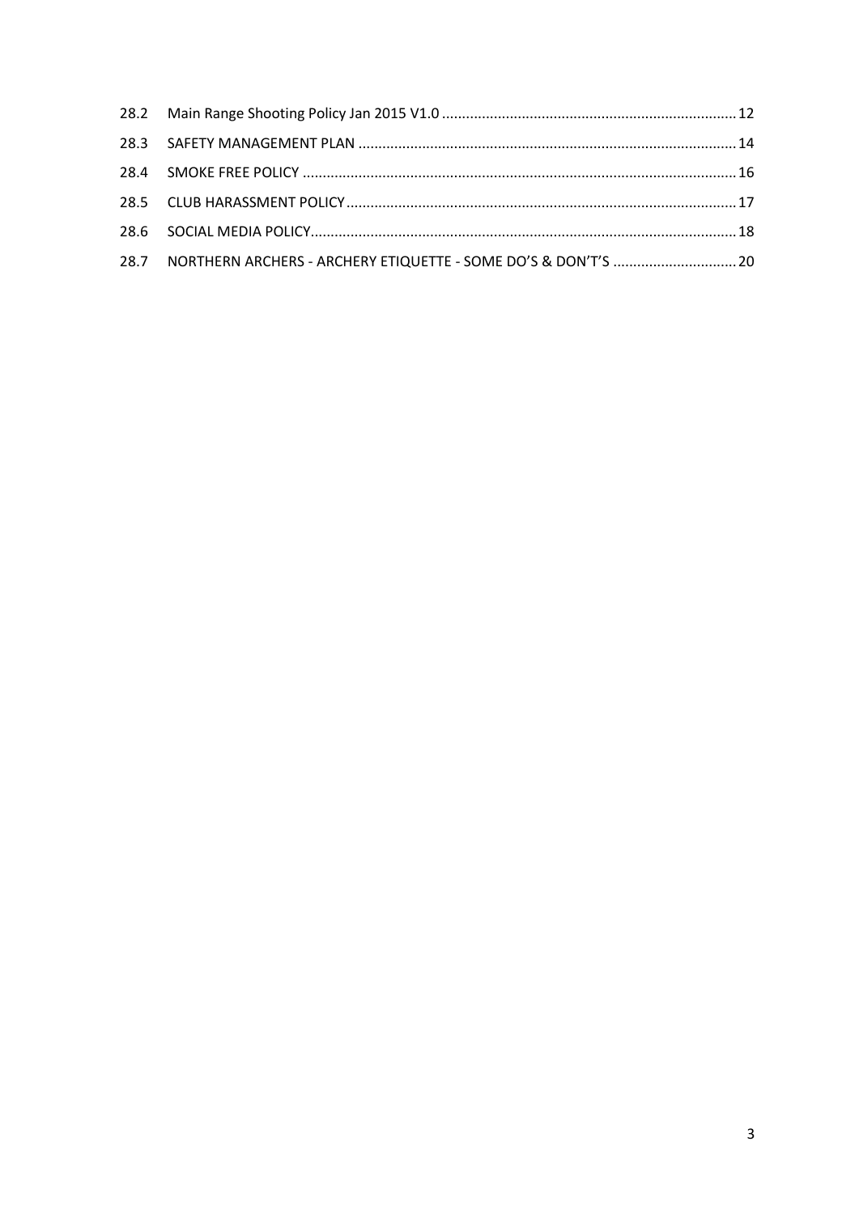28.2 Main Range Shooting Policy Jan 2015 V1.0 ........................................................................ 12

28.3 SAFETY MANAGEMENT PLAN .............................................................................................. 14

28.4 SMOKE FREE POLICY ............................................................................................................ 16

28.5 CLUB HARASSMENT POLICY ................................................................................................. 17

28.6 SOCIAL MEDIA POLICY.......................................................................................................... 18

28.7 NORTHERN ARCHERS - ARCHERY ETIQUETTE - SOME DO'S & DON'T'S ............................... 20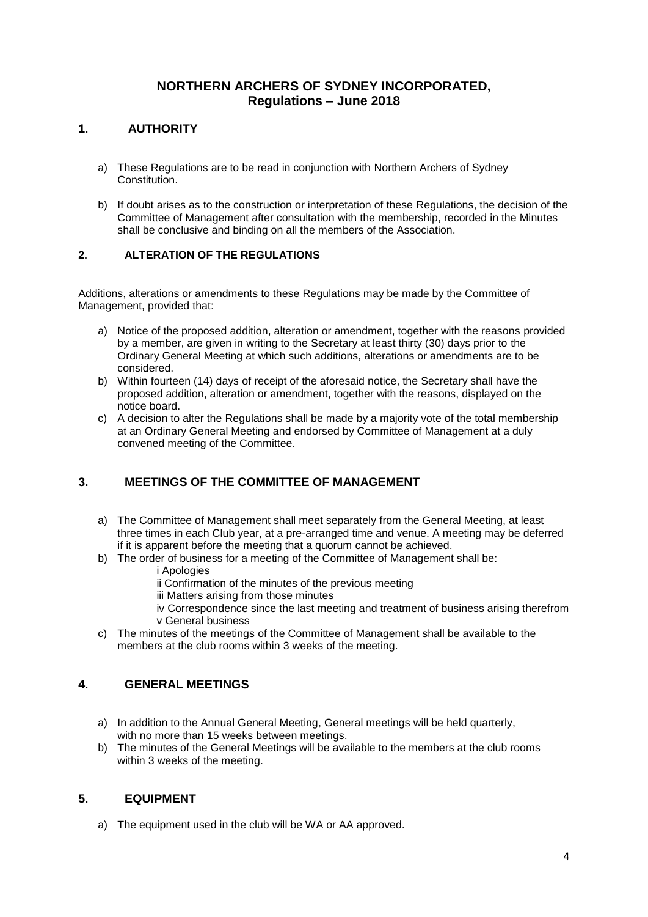# NORTHERN ARCHERS OF SYDNEY INCORPORATED, Regulations – June 2018

## 1. AUTHORITY

a) These Regulations are to be read in conjunction with Northern Archers of Sydney Constitution.

b) If doubt arises as to the construction or interpretation of these Regulations, the decision of the Committee of Management after consultation with the membership, recorded in the Minutes shall be conclusive and binding on all the members of the Association.

## 2. ALTERATION OF THE REGULATIONS

Additions, alterations or amendments to these Regulations may be made by the Committee of Management, provided that:

a) Notice of the proposed addition, alteration or amendment, together with the reasons provided by a member, are given in writing to the Secretary at least thirty (30) days prior to the Ordinary General Meeting at which such additions, alterations or amendments are to be considered.
b) Within fourteen (14) days of receipt of the aforesaid notice, the Secretary shall have the proposed addition, alteration or amendment, together with the reasons, displayed on the notice board.
c) A decision to alter the Regulations shall be made by a majority vote of the total membership at an Ordinary General Meeting and endorsed by Committee of Management at a duly convened meeting of the Committee.

## 3. MEETINGS OF THE COMMITTEE OF MANAGEMENT

a) The Committee of Management shall meet separately from the General Meeting, at least three times in each Club year, at a pre-arranged time and venue. A meeting may be deferred if it is apparent before the meeting that a quorum cannot be achieved.
b) The order of business for a meeting of the Committee of Management shall be:
   - i Apologies
   - ii Confirmation of the minutes of the previous meeting
   - iii Matters arising from those minutes
   - iv Correspondence since the last meeting and treatment of business arising therefrom
   - v General business
c) The minutes of the meetings of the Committee of Management shall be available to the members at the club rooms within 3 weeks of the meeting.

## 4. GENERAL MEETINGS

a) In addition to the Annual General Meeting, General meetings will be held quarterly, with no more than 15 weeks between meetings.
b) The minutes of the General Meetings will be available to the members at the club rooms within 3 weeks of the meeting.

## 5. EQUIPMENT

a) The equipment used in the club will be WA or AA approved.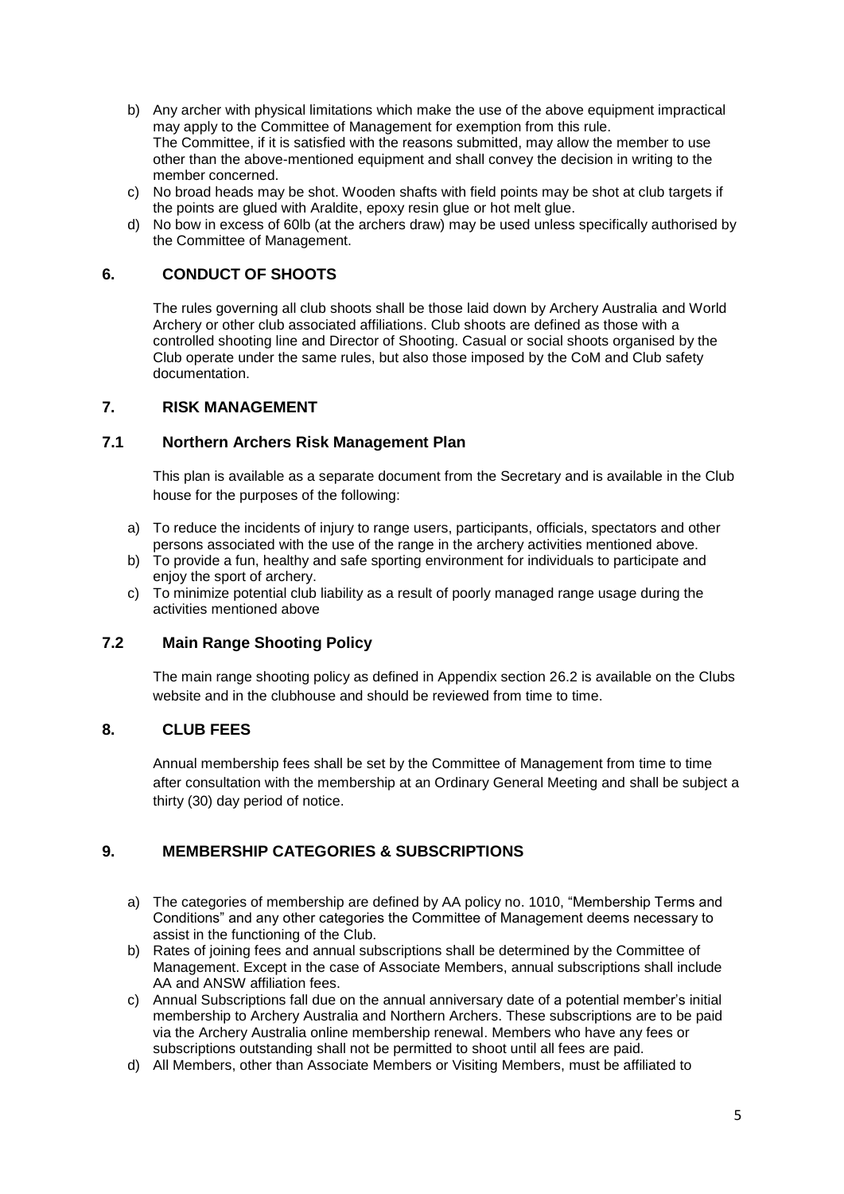b) Any archer with physical limitations which make the use of the above equipment impractical may apply to the Committee of Management for exemption from this rule.
   The Committee, if it is satisfied with the reasons submitted, may allow the member to use other than the above-mentioned equipment and shall convey the decision in writing to the member concerned.
c) No broad heads may be shot. Wooden shafts with field points may be shot at club targets if the points are glued with Araldite, epoxy resin glue or hot melt glue.
d) No bow in excess of 60lb (at the archers draw) may be used unless specifically authorised by the Committee of Management.

## 6. CONDUCT OF SHOOTS

The rules governing all club shoots shall be those laid down by Archery Australia and World Archery or other club associated affiliations. Club shoots are defined as those with a controlled shooting line and Director of Shooting. Casual or social shoots organised by the Club operate under the same rules, but also those imposed by the CoM and Club safety documentation.

## 7. RISK MANAGEMENT

### 7.1 Northern Archers Risk Management Plan

This plan is available as a separate document from the Secretary and is available in the Club house for the purposes of the following:

a) To reduce the incidents of injury to range users, participants, officials, spectators and other persons associated with the use of the range in the archery activities mentioned above.
b) To provide a fun, healthy and safe sporting environment for individuals to participate and enjoy the sport of archery.
c) To minimize potential club liability as a result of poorly managed range usage during the activities mentioned above

### 7.2 Main Range Shooting Policy

The main range shooting policy as defined in Appendix section 26.2 is available on the Clubs website and in the clubhouse and should be reviewed from time to time.

## 8. CLUB FEES

Annual membership fees shall be set by the Committee of Management from time to time after consultation with the membership at an Ordinary General Meeting and shall be subject a thirty (30) day period of notice.

## 9. MEMBERSHIP CATEGORIES & SUBSCRIPTIONS

a) The categories of membership are defined by AA policy no. 1010, "Membership Terms and Conditions" and any other categories the Committee of Management deems necessary to assist in the functioning of the Club.
b) Rates of joining fees and annual subscriptions shall be determined by the Committee of Management. Except in the case of Associate Members, annual subscriptions shall include AA and ANSW affiliation fees.
c) Annual Subscriptions fall due on the annual anniversary date of a potential member's initial membership to Archery Australia and Northern Archers. These subscriptions are to be paid via the Archery Australia online membership renewal. Members who have any fees or subscriptions outstanding shall not be permitted to shoot until all fees are paid.
d) All Members, other than Associate Members or Visiting Members, must be affiliated to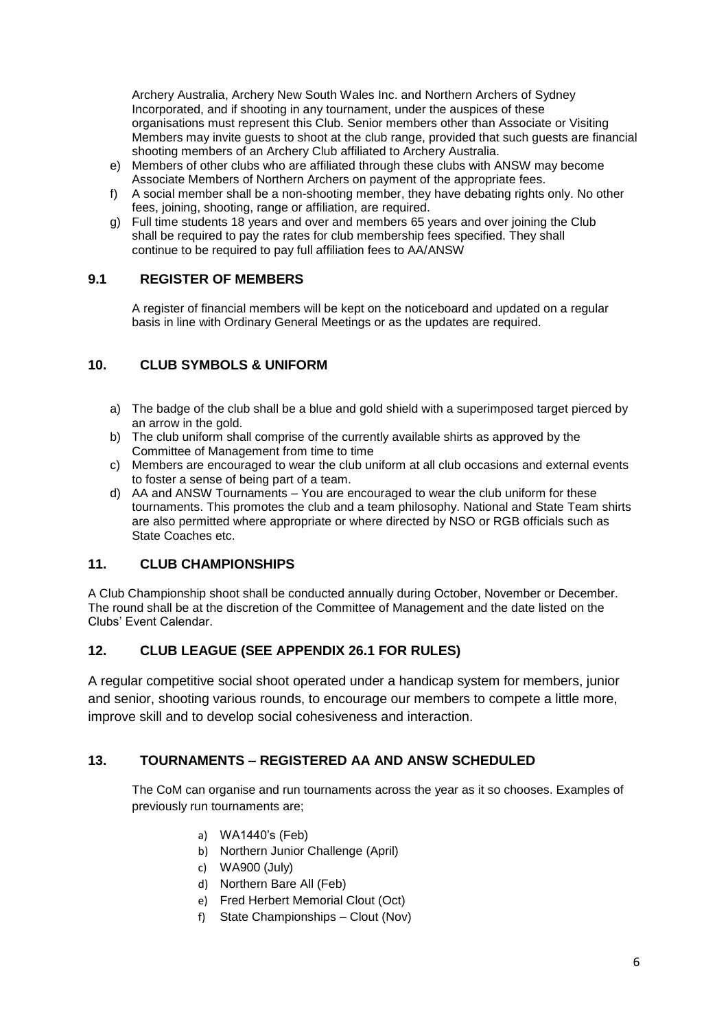Archery Australia, Archery New South Wales Inc. and Northern Archers of Sydney Incorporated, and if shooting in any tournament, under the auspices of these organisations must represent this Club. Senior members other than Associate or Visiting Members may invite guests to shoot at the club range, provided that such guests are financial shooting members of an Archery Club affiliated to Archery Australia.

e) Members of other clubs who are affiliated through these clubs with ANSW may become Associate Members of Northern Archers on payment of the appropriate fees.
f) A social member shall be a non-shooting member, they have debating rights only. No other fees, joining, shooting, range or affiliation, are required.
g) Full time students 18 years and over and members 65 years and over joining the Club shall be required to pay the rates for club membership fees specified. They shall continue to be required to pay full affiliation fees to AA/ANSW

## 9.1 REGISTER OF MEMBERS

A register of financial members will be kept on the noticeboard and updated on a regular basis in line with Ordinary General Meetings or as the updates are required.

## 10. CLUB SYMBOLS & UNIFORM

a) The badge of the club shall be a blue and gold shield with a superimposed target pierced by an arrow in the gold.
b) The club uniform shall comprise of the currently available shirts as approved by the Committee of Management from time to time
c) Members are encouraged to wear the club uniform at all club occasions and external events to foster a sense of being part of a team.
d) AA and ANSW Tournaments – You are encouraged to wear the club uniform for these tournaments. This promotes the club and a team philosophy. National and State Team shirts are also permitted where appropriate or where directed by NSO or RGB officials such as State Coaches etc.

## 11. CLUB CHAMPIONSHIPS

A Club Championship shoot shall be conducted annually during October, November or December. The round shall be at the discretion of the Committee of Management and the date listed on the Clubs' Event Calendar.

## 12. CLUB LEAGUE (SEE APPENDIX 26.1 FOR RULES)

A regular competitive social shoot operated under a handicap system for members, junior and senior, shooting various rounds, to encourage our members to compete a little more, improve skill and to develop social cohesiveness and interaction.

## 13. TOURNAMENTS – REGISTERED AA AND ANSW SCHEDULED

The CoM can organise and run tournaments across the year as it so chooses. Examples of previously run tournaments are;

a) WA1440's (Feb)
b) Northern Junior Challenge (April)
c) WA900 (July)
d) Northern Bare All (Feb)
e) Fred Herbert Memorial Clout (Oct)
f) State Championships – Clout (Nov)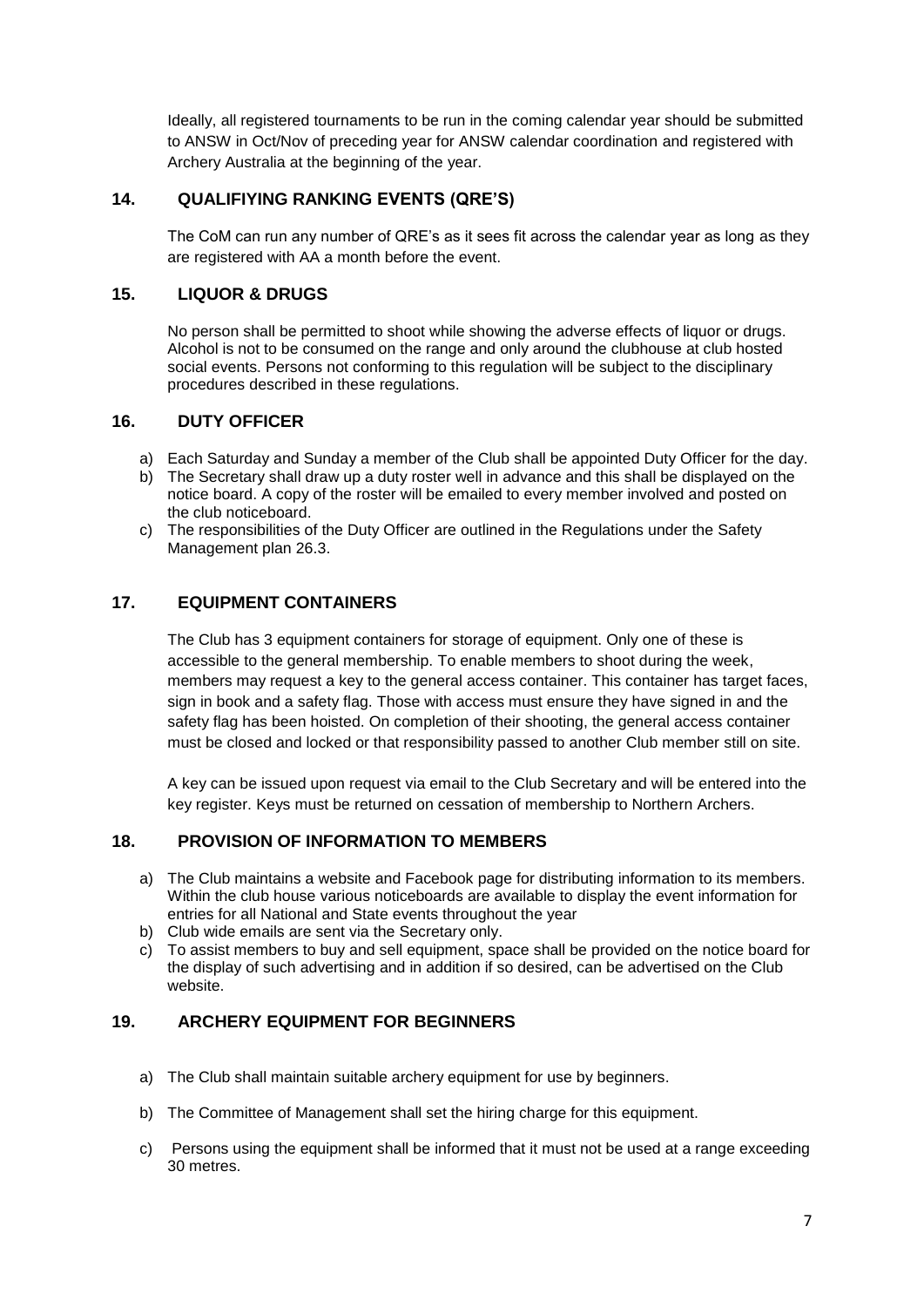Ideally, all registered tournaments to be run in the coming calendar year should be submitted to ANSW in Oct/Nov of preceding year for ANSW calendar coordination and registered with Archery Australia at the beginning of the year.

## 14. QUALIFIYING RANKING EVENTS (QRE'S)

The CoM can run any number of QRE's as it sees fit across the calendar year as long as they are registered with AA a month before the event.

## 15. LIQUOR & DRUGS

No person shall be permitted to shoot while showing the adverse effects of liquor or drugs. Alcohol is not to be consumed on the range and only around the clubhouse at club hosted social events. Persons not conforming to this regulation will be subject to the disciplinary procedures described in these regulations.

## 16. DUTY OFFICER

a) Each Saturday and Sunday a member of the Club shall be appointed Duty Officer for the day.
b) The Secretary shall draw up a duty roster well in advance and this shall be displayed on the notice board. A copy of the roster will be emailed to every member involved and posted on the club noticeboard.
c) The responsibilities of the Duty Officer are outlined in the Regulations under the Safety Management plan 26.3.

## 17. EQUIPMENT CONTAINERS

The Club has 3 equipment containers for storage of equipment. Only one of these is accessible to the general membership. To enable members to shoot during the week, members may request a key to the general access container. This container has target faces, sign in book and a safety flag. Those with access must ensure they have signed in and the safety flag has been hoisted. On completion of their shooting, the general access container must be closed and locked or that responsibility passed to another Club member still on site.

A key can be issued upon request via email to the Club Secretary and will be entered into the key register. Keys must be returned on cessation of membership to Northern Archers.

## 18. PROVISION OF INFORMATION TO MEMBERS

a) The Club maintains a website and Facebook page for distributing information to its members. Within the club house various noticeboards are available to display the event information for entries for all National and State events throughout the year
b) Club wide emails are sent via the Secretary only.
c) To assist members to buy and sell equipment, space shall be provided on the notice board for the display of such advertising and in addition if so desired, can be advertised on the Club website.

## 19. ARCHERY EQUIPMENT FOR BEGINNERS

a) The Club shall maintain suitable archery equipment for use by beginners.

b) The Committee of Management shall set the hiring charge for this equipment.

c) Persons using the equipment shall be informed that it must not be used at a range exceeding 30 metres.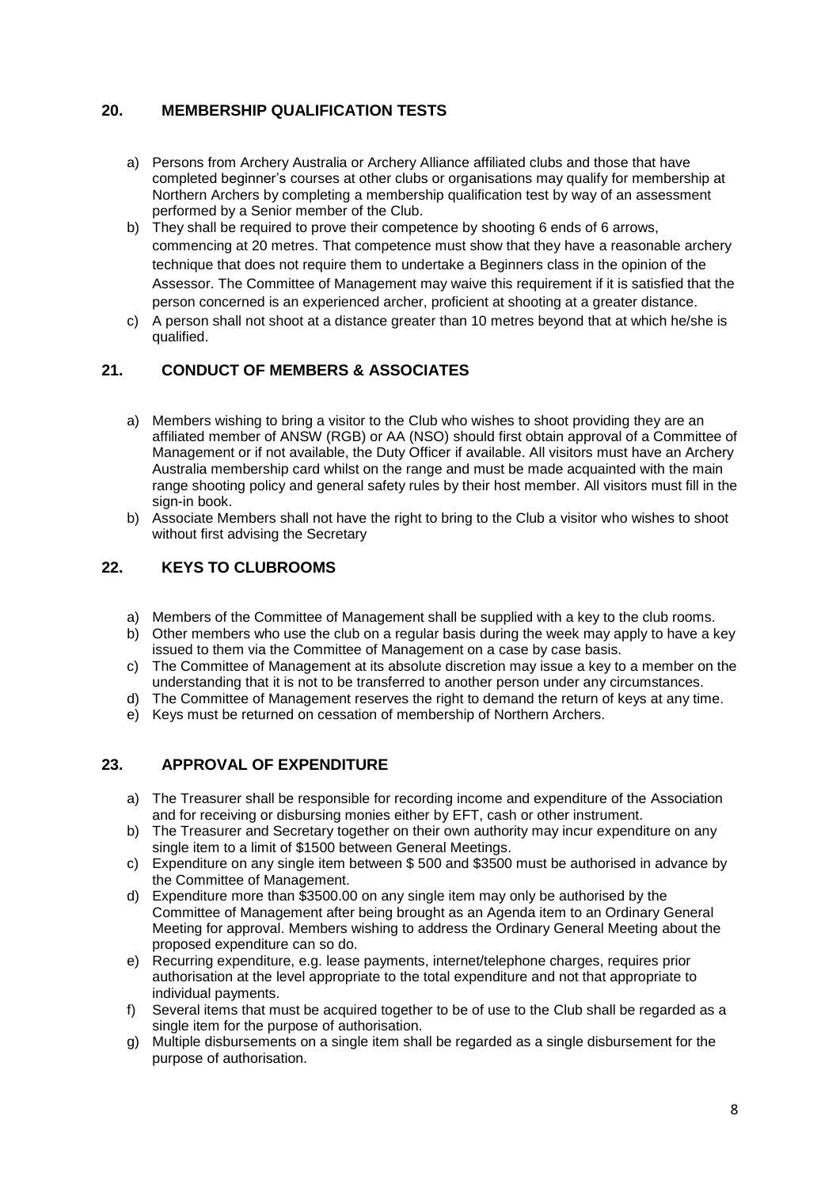## 20. MEMBERSHIP QUALIFICATION TESTS

a) Persons from Archery Australia or Archery Alliance affiliated clubs and those that have completed beginner's courses at other clubs or organisations may qualify for membership at Northern Archers by completing a membership qualification test by way of an assessment performed by a Senior member of the Club.
b) They shall be required to prove their competence by shooting 6 ends of 6 arrows, commencing at 20 metres. That competence must show that they have a reasonable archery technique that does not require them to undertake a Beginners class in the opinion of the Assessor. The Committee of Management may waive this requirement if it is satisfied that the person concerned is an experienced archer, proficient at shooting at a greater distance.
c) A person shall not shoot at a distance greater than 10 metres beyond that at which he/she is qualified.

## 21. CONDUCT OF MEMBERS & ASSOCIATES

a) Members wishing to bring a visitor to the Club who wishes to shoot providing they are an affiliated member of ANSW (RGB) or AA (NSO) should first obtain approval of a Committee of Management or if not available, the Duty Officer if available. All visitors must have an Archery Australia membership card whilst on the range and must be made acquainted with the main range shooting policy and general safety rules by their host member. All visitors must fill in the sign-in book.
b) Associate Members shall not have the right to bring to the Club a visitor who wishes to shoot without first advising the Secretary

## 22. KEYS TO CLUBROOMS

a) Members of the Committee of Management shall be supplied with a key to the club rooms.
b) Other members who use the club on a regular basis during the week may apply to have a key issued to them via the Committee of Management on a case by case basis.
c) The Committee of Management at its absolute discretion may issue a key to a member on the understanding that it is not to be transferred to another person under any circumstances.
d) The Committee of Management reserves the right to demand the return of keys at any time.
e) Keys must be returned on cessation of membership of Northern Archers.

## 23. APPROVAL OF EXPENDITURE

a) The Treasurer shall be responsible for recording income and expenditure of the Association and for receiving or disbursing monies either by EFT, cash or other instrument.
b) The Treasurer and Secretary together on their own authority may incur expenditure on any single item to a limit of $1500 between General Meetings.
c) Expenditure on any single item between $ 500 and $3500 must be authorised in advance by the Committee of Management.
d) Expenditure more than $3500.00 on any single item may only be authorised by the Committee of Management after being brought as an Agenda item to an Ordinary General Meeting for approval. Members wishing to address the Ordinary General Meeting about the proposed expenditure can so do.
e) Recurring expenditure, e.g. lease payments, internet/telephone charges, requires prior authorisation at the level appropriate to the total expenditure and not that appropriate to individual payments.
f) Several items that must be acquired together to be of use to the Club shall be regarded as a single item for the purpose of authorisation.
g) Multiple disbursements on a single item shall be regarded as a single disbursement for the purpose of authorisation.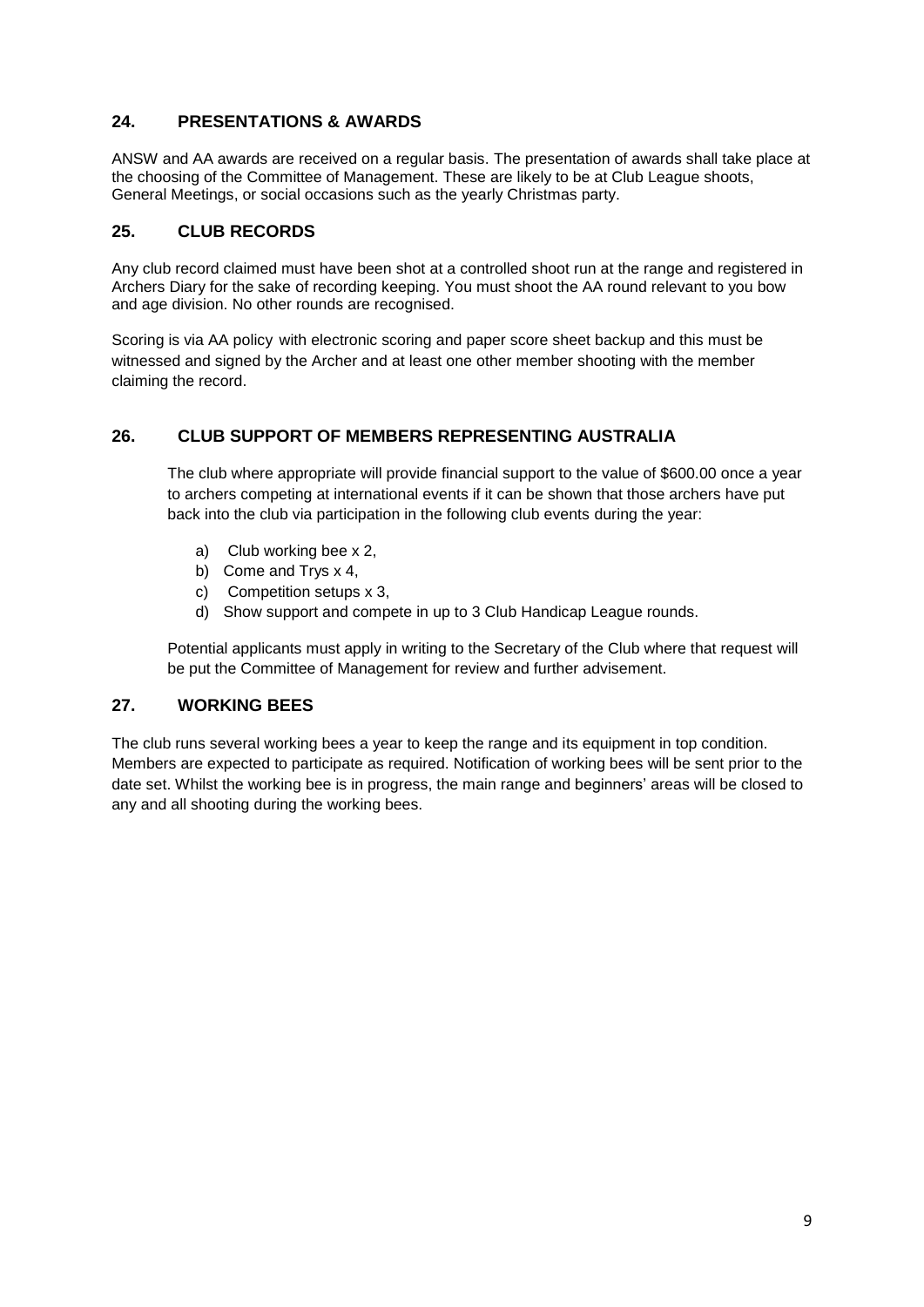## 24. PRESENTATIONS & AWARDS

ANSW and AA awards are received on a regular basis. The presentation of awards shall take place at the choosing of the Committee of Management. These are likely to be at Club League shoots, General Meetings, or social occasions such as the yearly Christmas party.

## 25. CLUB RECORDS

Any club record claimed must have been shot at a controlled shoot run at the range and registered in Archers Diary for the sake of recording keeping. You must shoot the AA round relevant to you bow and age division. No other rounds are recognised.

Scoring is via AA policy with electronic scoring and paper score sheet backup and this must be witnessed and signed by the Archer and at least one other member shooting with the member claiming the record.

## 26. CLUB SUPPORT OF MEMBERS REPRESENTING AUSTRALIA

The club where appropriate will provide financial support to the value of $600.00 once a year to archers competing at international events if it can be shown that those archers have put back into the club via participation in the following club events during the year:

a) Club working bee x 2,
b) Come and Trys x 4,
c) Competition setups x 3,
d) Show support and compete in up to 3 Club Handicap League rounds.

Potential applicants must apply in writing to the Secretary of the Club where that request will be put the Committee of Management for review and further advisement.

## 27. WORKING BEES

The club runs several working bees a year to keep the range and its equipment in top condition. Members are expected to participate as required. Notification of working bees will be sent prior to the date set. Whilst the working bee is in progress, the main range and beginners' areas will be closed to any and all shooting during the working bees.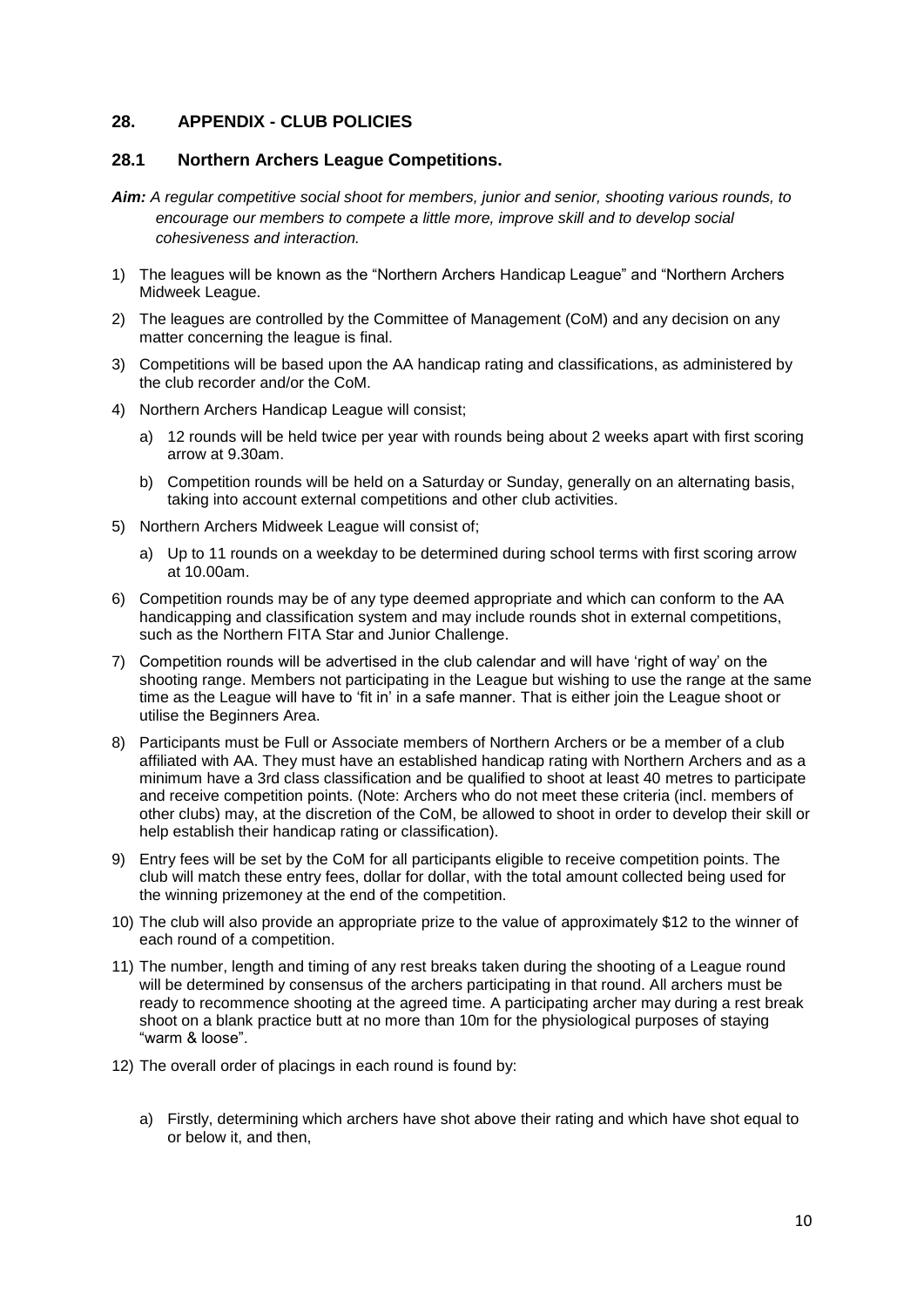## 28. APPENDIX - CLUB POLICIES

### 28.1 Northern Archers League Competitions.

***Aim:*** *A regular competitive social shoot for members, junior and senior, shooting various rounds, to encourage our members to compete a little more, improve skill and to develop social cohesiveness and interaction.*

1) The leagues will be known as the "Northern Archers Handicap League" and "Northern Archers Midweek League.
2) The leagues are controlled by the Committee of Management (CoM) and any decision on any matter concerning the league is final.
3) Competitions will be based upon the AA handicap rating and classifications, as administered by the club recorder and/or the CoM.
4) Northern Archers Handicap League will consist;
   a) 12 rounds will be held twice per year with rounds being about 2 weeks apart with first scoring arrow at 9.30am.
   b) Competition rounds will be held on a Saturday or Sunday, generally on an alternating basis, taking into account external competitions and other club activities.
5) Northern Archers Midweek League will consist of;
   a) Up to 11 rounds on a weekday to be determined during school terms with first scoring arrow at 10.00am.
6) Competition rounds may be of any type deemed appropriate and which can conform to the AA handicapping and classification system and may include rounds shot in external competitions, such as the Northern FITA Star and Junior Challenge.
7) Competition rounds will be advertised in the club calendar and will have 'right of way' on the shooting range. Members not participating in the League but wishing to use the range at the same time as the League will have to 'fit in' in a safe manner. That is either join the League shoot or utilise the Beginners Area.
8) Participants must be Full or Associate members of Northern Archers or be a member of a club affiliated with AA. They must have an established handicap rating with Northern Archers and as a minimum have a 3rd class classification and be qualified to shoot at least 40 metres to participate and receive competition points. (Note: Archers who do not meet these criteria (incl. members of other clubs) may, at the discretion of the CoM, be allowed to shoot in order to develop their skill or help establish their handicap rating or classification).
9) Entry fees will be set by the CoM for all participants eligible to receive competition points. The club will match these entry fees, dollar for dollar, with the total amount collected being used for the winning prizemoney at the end of the competition.
10) The club will also provide an appropriate prize to the value of approximately $12 to the winner of each round of a competition.
11) The number, length and timing of any rest breaks taken during the shooting of a League round will be determined by consensus of the archers participating in that round. All archers must be ready to recommence shooting at the agreed time. A participating archer may during a rest break shoot on a blank practice butt at no more than 10m for the physiological purposes of staying "warm & loose".
12) The overall order of placings in each round is found by:
   a) Firstly, determining which archers have shot above their rating and which have shot equal to or below it, and then,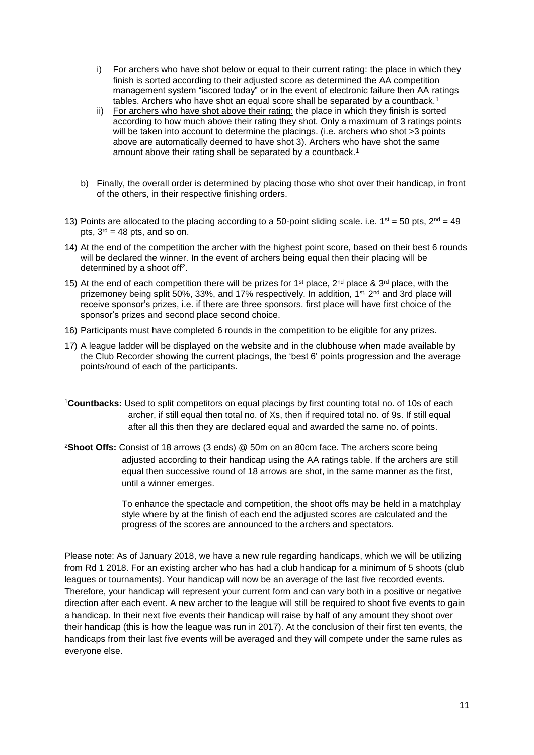i) <u>For archers who have shot below or equal to their current rating:</u> the place in which they finish is sorted according to their adjusted score as determined the AA competition management system "iscored today" or in the event of electronic failure then AA ratings tables. Archers who have shot an equal score shall be separated by a countback.[1]
   ii) <u>For archers who have shot above their rating:</u> the place in which they finish is sorted according to how much above their rating they shot. Only a maximum of 3 ratings points will be taken into account to determine the placings. (i.e. archers who shot >3 points above are automatically deemed to have shot 3). Archers who have shot the same amount above their rating shall be separated by a countback.[1]

b) Finally, the overall order is determined by placing those who shot over their handicap, in front of the others, in their respective finishing orders.

13) Points are allocated to the placing according to a 50-point sliding scale. i.e. 1st = 50 pts, 2nd = 49 pts, 3rd = 48 pts, and so on.
14) At the end of the competition the archer with the highest point score, based on their best 6 rounds will be declared the winner. In the event of archers being equal then their placing will be determined by a shoot off[2].
15) At the end of each competition there will be prizes for 1st place, 2nd place & 3rd place, with the prizemoney being split 50%, 33%, and 17% respectively. In addition, 1st, 2nd and 3rd place will receive sponsor's prizes, i.e. if there are three sponsors. first place will have first choice of the sponsor's prizes and second place second choice.
16) Participants must have completed 6 rounds in the competition to be eligible for any prizes.
17) A league ladder will be displayed on the website and in the clubhouse when made available by the Club Recorder showing the current placings, the 'best 6' points progression and the average points/round of each of the participants.

[1]**Countbacks:** Used to split competitors on equal placings by first counting total no. of 10s of each archer, if still equal then total no. of Xs, then if required total no. of 9s. If still equal after all this then they are declared equal and awarded the same no. of points.

[2]**Shoot Offs:** Consist of 18 arrows (3 ends) @ 50m on an 80cm face. The archers score being adjusted according to their handicap using the AA ratings table. If the archers are still equal then successive round of 18 arrows are shot, in the same manner as the first, until a winner emerges.

To enhance the spectacle and competition, the shoot offs may be held in a matchplay style where by at the finish of each end the adjusted scores are calculated and the progress of the scores are announced to the archers and spectators.

Please note: As of January 2018, we have a new rule regarding handicaps, which we will be utilizing from Rd 1 2018. For an existing archer who has had a club handicap for a minimum of 5 shoots (club leagues or tournaments). Your handicap will now be an average of the last five recorded events. Therefore, your handicap will represent your current form and can vary both in a positive or negative direction after each event. A new archer to the league will still be required to shoot five events to gain a handicap. In their next five events their handicap will raise by half of any amount they shoot over their handicap (this is how the league was run in 2017). At the conclusion of their first ten events, the handicaps from their last five events will be averaged and they will compete under the same rules as everyone else.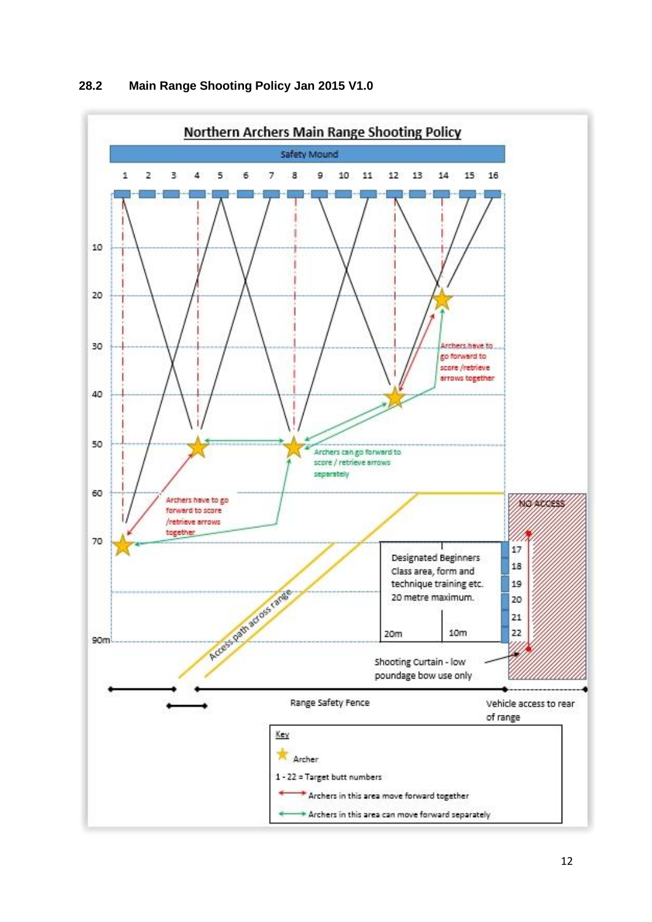## 28.2 Main Range Shooting Policy Jan 2015 V1.0

**Northern Archers Main Range Shooting Policy**

Safety Mound

1 2 3 4 5 6 7 8 9 10 11 12 13 14 15 16

10
20
30
40
50
60
70
90m

Archers have to go forward to score /retrieve arrows together

Archers can go forward to score / retrieve arrows separately

Archers have to go forward to score /retrieve arrows together

NO ACCESS

Designated Beginners Class area, form and technique training etc. 20 metre maximum.

20m 10m

17
18
19
20
21
22

Access path across range

Shooting Curtain - low poundage bow use only

Range Safety Fence

Vehicle access to rear of range

Key

Archer

1 - 22 = Target butt numbers

Archers in this area move forward together

Archers in this area can move forward separately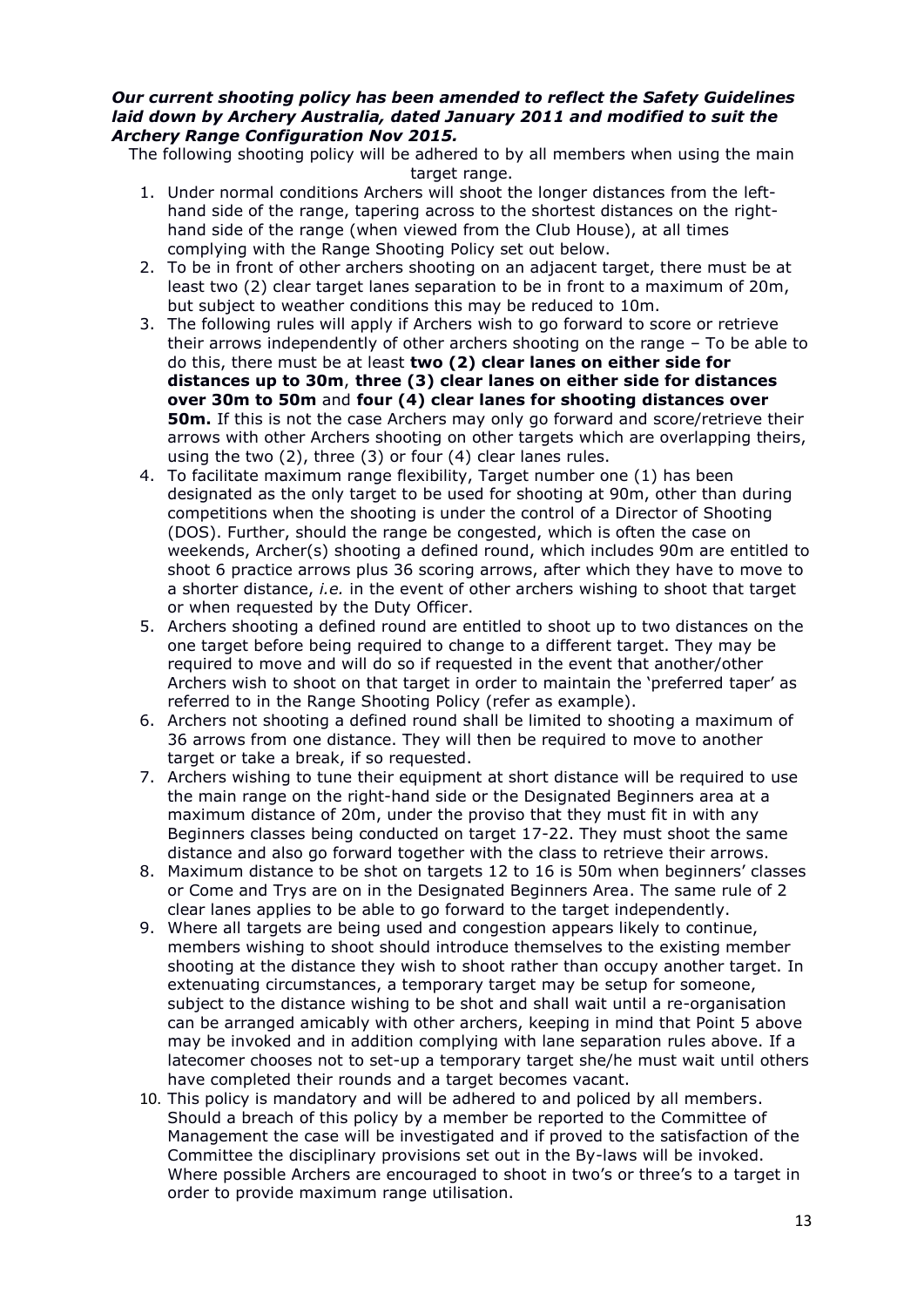***Our current shooting policy has been amended to reflect the Safety Guidelines laid down by Archery Australia, dated January 2011 and modified to suit the Archery Range Configuration Nov 2015.***

The following shooting policy will be adhered to by all members when using the main target range.

1. Under normal conditions Archers will shoot the longer distances from the left-hand side of the range, tapering across to the shortest distances on the right-hand side of the range (when viewed from the Club House), at all times complying with the Range Shooting Policy set out below.
2. To be in front of other archers shooting on an adjacent target, there must be at least two (2) clear target lanes separation to be in front to a maximum of 20m, but subject to weather conditions this may be reduced to 10m.
3. The following rules will apply if Archers wish to go forward to score or retrieve their arrows independently of other archers shooting on the range – To be able to do this, there must be at least **two (2) clear lanes on either side for distances up to 30m**, **three (3) clear lanes on either side for distances over 30m to 50m** and **four (4) clear lanes for shooting distances over 50m.** If this is not the case Archers may only go forward and score/retrieve their arrows with other Archers shooting on other targets which are overlapping theirs, using the two (2), three (3) or four (4) clear lanes rules.
4. To facilitate maximum range flexibility, Target number one (1) has been designated as the only target to be used for shooting at 90m, other than during competitions when the shooting is under the control of a Director of Shooting (DOS). Further, should the range be congested, which is often the case on weekends, Archer(s) shooting a defined round, which includes 90m are entitled to shoot 6 practice arrows plus 36 scoring arrows, after which they have to move to a shorter distance, *i.e.* in the event of other archers wishing to shoot that target or when requested by the Duty Officer.
5. Archers shooting a defined round are entitled to shoot up to two distances on the one target before being required to change to a different target. They may be required to move and will do so if requested in the event that another/other Archers wish to shoot on that target in order to maintain the 'preferred taper' as referred to in the Range Shooting Policy (refer as example).
6. Archers not shooting a defined round shall be limited to shooting a maximum of 36 arrows from one distance. They will then be required to move to another target or take a break, if so requested.
7. Archers wishing to tune their equipment at short distance will be required to use the main range on the right-hand side or the Designated Beginners area at a maximum distance of 20m, under the proviso that they must fit in with any Beginners classes being conducted on target 17-22. They must shoot the same distance and also go forward together with the class to retrieve their arrows.
8. Maximum distance to be shot on targets 12 to 16 is 50m when beginners' classes or Come and Trys are on in the Designated Beginners Area. The same rule of 2 clear lanes applies to be able to go forward to the target independently.
9. Where all targets are being used and congestion appears likely to continue, members wishing to shoot should introduce themselves to the existing member shooting at the distance they wish to shoot rather than occupy another target. In extenuating circumstances, a temporary target may be setup for someone, subject to the distance wishing to be shot and shall wait until a re-organisation can be arranged amicably with other archers, keeping in mind that Point 5 above may be invoked and in addition complying with lane separation rules above. If a latecomer chooses not to set-up a temporary target she/he must wait until others have completed their rounds and a target becomes vacant.
10. This policy is mandatory and will be adhered to and policed by all members. Should a breach of this policy by a member be reported to the Committee of Management the case will be investigated and if proved to the satisfaction of the Committee the disciplinary provisions set out in the By-laws will be invoked. Where possible Archers are encouraged to shoot in two's or three's to a target in order to provide maximum range utilisation.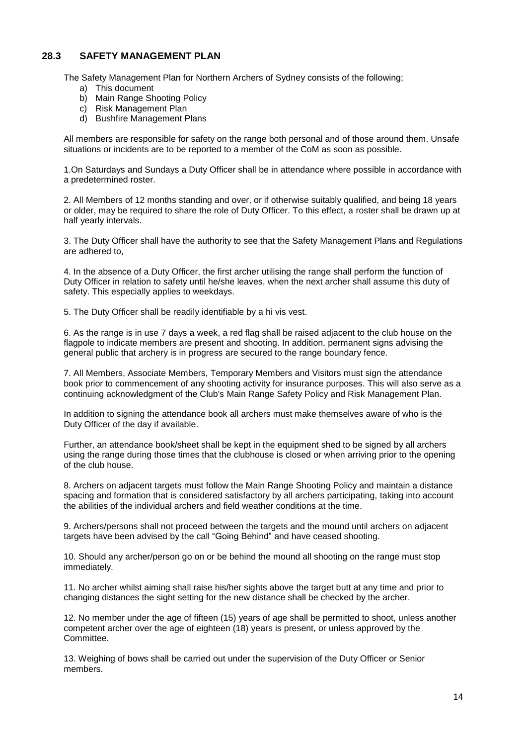## 28.3 SAFETY MANAGEMENT PLAN

The Safety Management Plan for Northern Archers of Sydney consists of the following;

a) This document
b) Main Range Shooting Policy
c) Risk Management Plan
d) Bushfire Management Plans

All members are responsible for safety on the range both personal and of those around them. Unsafe situations or incidents are to be reported to a member of the CoM as soon as possible.

1.On Saturdays and Sundays a Duty Officer shall be in attendance where possible in accordance with a predetermined roster.

2. All Members of 12 months standing and over, or if otherwise suitably qualified, and being 18 years or older, may be required to share the role of Duty Officer. To this effect, a roster shall be drawn up at half yearly intervals.

3. The Duty Officer shall have the authority to see that the Safety Management Plans and Regulations are adhered to,

4. In the absence of a Duty Officer, the first archer utilising the range shall perform the function of Duty Officer in relation to safety until he/she leaves, when the next archer shall assume this duty of safety. This especially applies to weekdays.

5. The Duty Officer shall be readily identifiable by a hi vis vest.

6. As the range is in use 7 days a week, a red flag shall be raised adjacent to the club house on the flagpole to indicate members are present and shooting. In addition, permanent signs advising the general public that archery is in progress are secured to the range boundary fence.

7. All Members, Associate Members, Temporary Members and Visitors must sign the attendance book prior to commencement of any shooting activity for insurance purposes. This will also serve as a continuing acknowledgment of the Club's Main Range Safety Policy and Risk Management Plan.

In addition to signing the attendance book all archers must make themselves aware of who is the Duty Officer of the day if available.

Further, an attendance book/sheet shall be kept in the equipment shed to be signed by all archers using the range during those times that the clubhouse is closed or when arriving prior to the opening of the club house.

8. Archers on adjacent targets must follow the Main Range Shooting Policy and maintain a distance spacing and formation that is considered satisfactory by all archers participating, taking into account the abilities of the individual archers and field weather conditions at the time.

9. Archers/persons shall not proceed between the targets and the mound until archers on adjacent targets have been advised by the call "Going Behind" and have ceased shooting.

10. Should any archer/person go on or be behind the mound all shooting on the range must stop immediately.

11. No archer whilst aiming shall raise his/her sights above the target butt at any time and prior to changing distances the sight setting for the new distance shall be checked by the archer.

12. No member under the age of fifteen (15) years of age shall be permitted to shoot, unless another competent archer over the age of eighteen (18) years is present, or unless approved by the Committee.

13. Weighing of bows shall be carried out under the supervision of the Duty Officer or Senior members.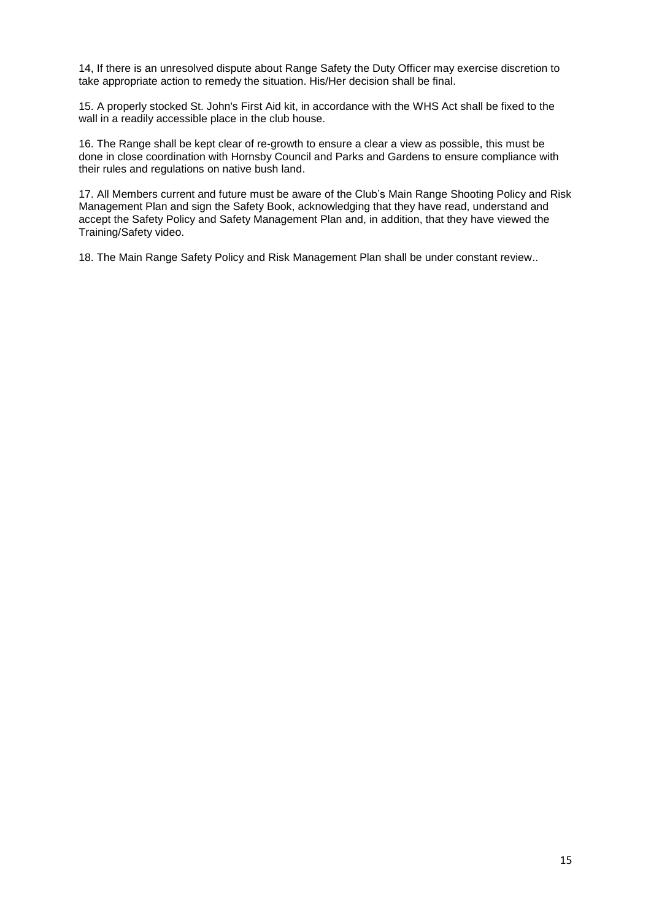14, If there is an unresolved dispute about Range Safety the Duty Officer may exercise discretion to take appropriate action to remedy the situation. His/Her decision shall be final.

15. A properly stocked St. John's First Aid kit, in accordance with the WHS Act shall be fixed to the wall in a readily accessible place in the club house.

16. The Range shall be kept clear of re-growth to ensure a clear a view as possible, this must be done in close coordination with Hornsby Council and Parks and Gardens to ensure compliance with their rules and regulations on native bush land.

17. All Members current and future must be aware of the Club's Main Range Shooting Policy and Risk Management Plan and sign the Safety Book, acknowledging that they have read, understand and accept the Safety Policy and Safety Management Plan and, in addition, that they have viewed the Training/Safety video.

18. The Main Range Safety Policy and Risk Management Plan shall be under constant review..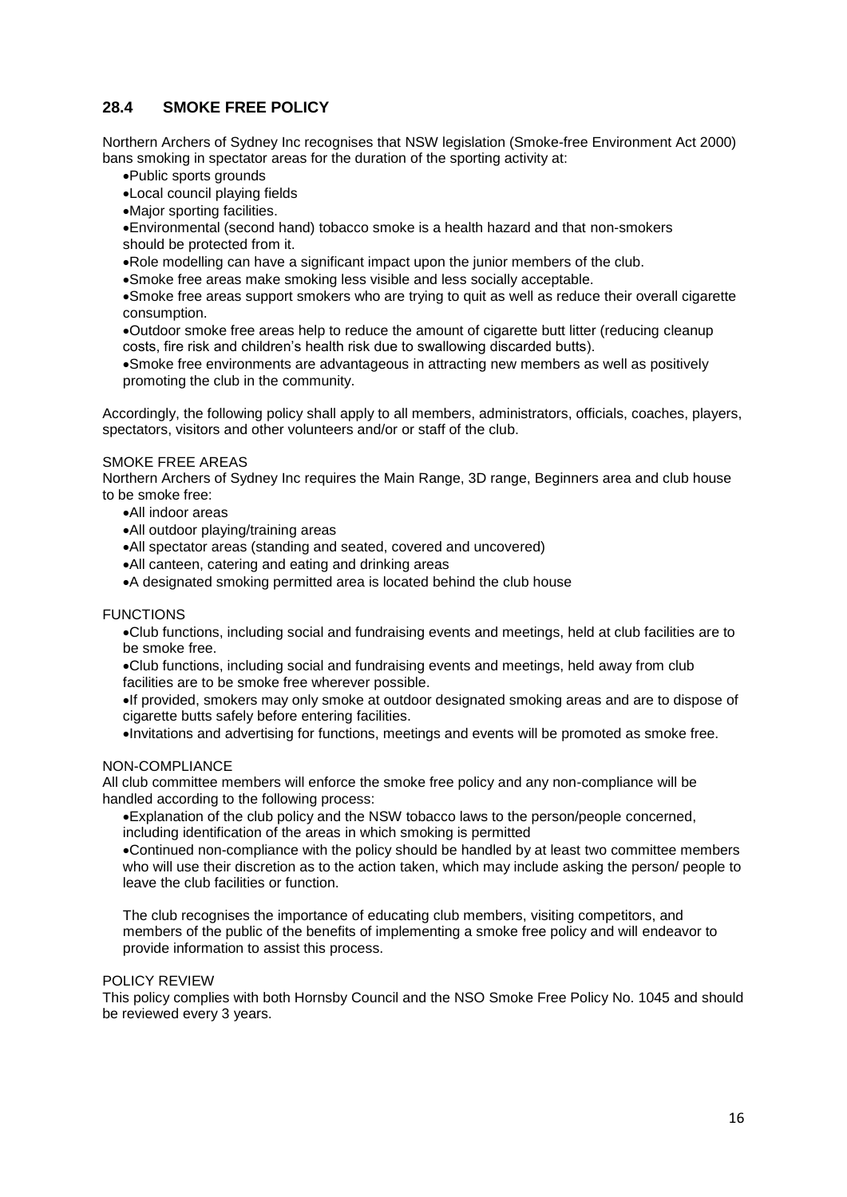## 28.4 SMOKE FREE POLICY

Northern Archers of Sydney Inc recognises that NSW legislation (Smoke-free Environment Act 2000) bans smoking in spectator areas for the duration of the sporting activity at:

- Public sports grounds
- Local council playing fields
- Major sporting facilities.
- Environmental (second hand) tobacco smoke is a health hazard and that non-smokers should be protected from it.
- Role modelling can have a significant impact upon the junior members of the club.
- Smoke free areas make smoking less visible and less socially acceptable.
- Smoke free areas support smokers who are trying to quit as well as reduce their overall cigarette consumption.
- Outdoor smoke free areas help to reduce the amount of cigarette butt litter (reducing cleanup costs, fire risk and children's health risk due to swallowing discarded butts).
- Smoke free environments are advantageous in attracting new members as well as positively promoting the club in the community.

Accordingly, the following policy shall apply to all members, administrators, officials, coaches, players, spectators, visitors and other volunteers and/or or staff of the club.

SMOKE FREE AREAS

Northern Archers of Sydney Inc requires the Main Range, 3D range, Beginners area and club house to be smoke free:

- All indoor areas
- All outdoor playing/training areas
- All spectator areas (standing and seated, covered and uncovered)
- All canteen, catering and eating and drinking areas
- A designated smoking permitted area is located behind the club house

FUNCTIONS

- Club functions, including social and fundraising events and meetings, held at club facilities are to be smoke free.
- Club functions, including social and fundraising events and meetings, held away from club facilities are to be smoke free wherever possible.
- If provided, smokers may only smoke at outdoor designated smoking areas and are to dispose of cigarette butts safely before entering facilities.
- Invitations and advertising for functions, meetings and events will be promoted as smoke free.

NON-COMPLIANCE

All club committee members will enforce the smoke free policy and any non-compliance will be handled according to the following process:

- Explanation of the club policy and the NSW tobacco laws to the person/people concerned, including identification of the areas in which smoking is permitted
- Continued non-compliance with the policy should be handled by at least two committee members who will use their discretion as to the action taken, which may include asking the person/ people to leave the club facilities or function.

The club recognises the importance of educating club members, visiting competitors, and members of the public of the benefits of implementing a smoke free policy and will endeavor to provide information to assist this process.

POLICY REVIEW

This policy complies with both Hornsby Council and the NSO Smoke Free Policy No. 1045 and should be reviewed every 3 years.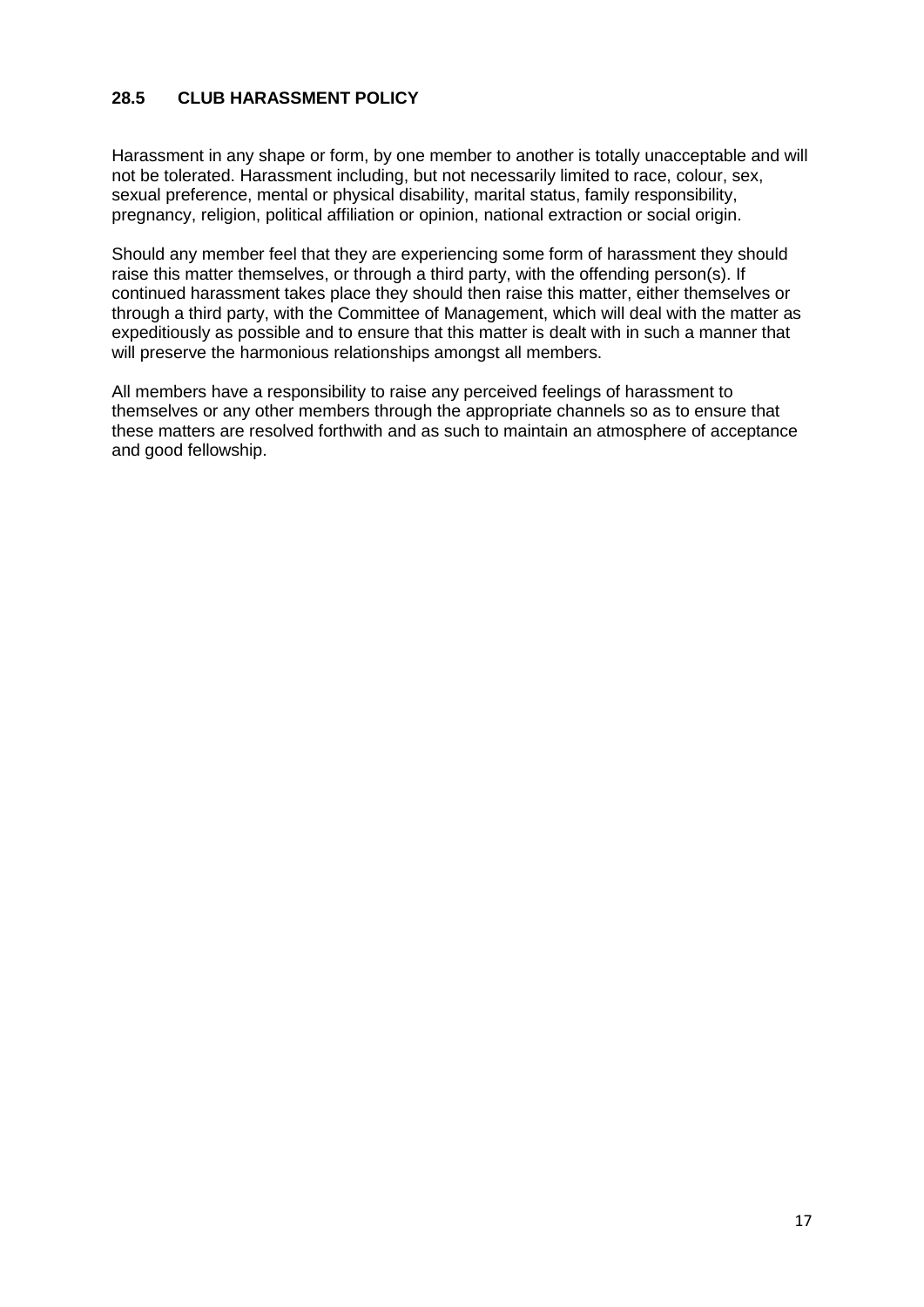### 28.5 CLUB HARASSMENT POLICY

Harassment in any shape or form, by one member to another is totally unacceptable and will not be tolerated. Harassment including, but not necessarily limited to race, colour, sex, sexual preference, mental or physical disability, marital status, family responsibility, pregnancy, religion, political affiliation or opinion, national extraction or social origin.

Should any member feel that they are experiencing some form of harassment they should raise this matter themselves, or through a third party, with the offending person(s). If continued harassment takes place they should then raise this matter, either themselves or through a third party, with the Committee of Management, which will deal with the matter as expeditiously as possible and to ensure that this matter is dealt with in such a manner that will preserve the harmonious relationships amongst all members.

All members have a responsibility to raise any perceived feelings of harassment to themselves or any other members through the appropriate channels so as to ensure that these matters are resolved forthwith and as such to maintain an atmosphere of acceptance and good fellowship.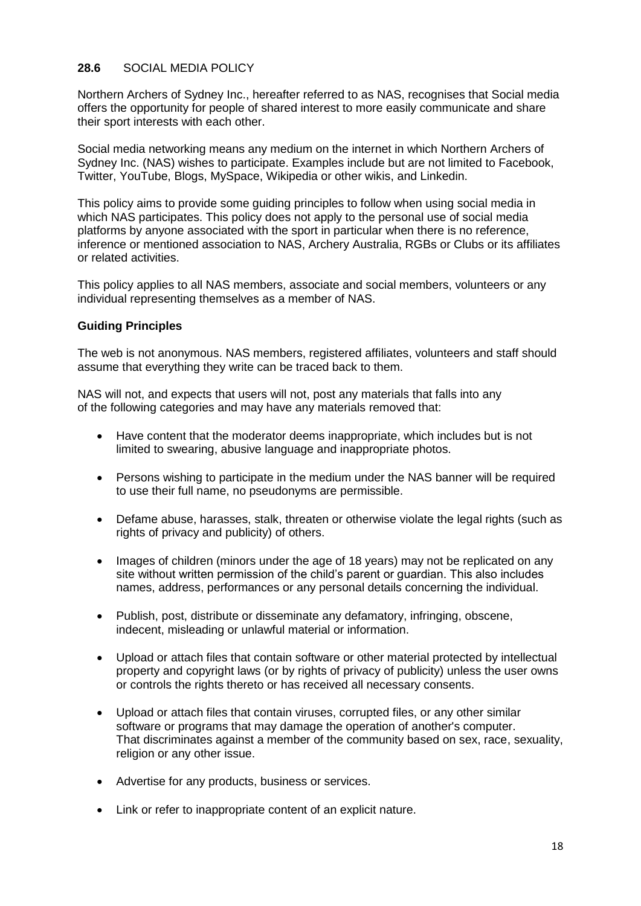## 28.6 SOCIAL MEDIA POLICY

Northern Archers of Sydney Inc., hereafter referred to as NAS, recognises that Social media offers the opportunity for people of shared interest to more easily communicate and share their sport interests with each other.

Social media networking means any medium on the internet in which Northern Archers of Sydney Inc. (NAS) wishes to participate. Examples include but are not limited to Facebook, Twitter, YouTube, Blogs, MySpace, Wikipedia or other wikis, and Linkedin.

This policy aims to provide some guiding principles to follow when using social media in which NAS participates. This policy does not apply to the personal use of social media platforms by anyone associated with the sport in particular when there is no reference, inference or mentioned association to NAS, Archery Australia, RGBs or Clubs or its affiliates or related activities.

This policy applies to all NAS members, associate and social members, volunteers or any individual representing themselves as a member of NAS.

**Guiding Principles**

The web is not anonymous. NAS members, registered affiliates, volunteers and staff should assume that everything they write can be traced back to them.

NAS will not, and expects that users will not, post any materials that falls into any of the following categories and may have any materials removed that:

- Have content that the moderator deems inappropriate, which includes but is not limited to swearing, abusive language and inappropriate photos.
- Persons wishing to participate in the medium under the NAS banner will be required to use their full name, no pseudonyms are permissible.
- Defame abuse, harasses, stalk, threaten or otherwise violate the legal rights (such as rights of privacy and publicity) of others.
- Images of children (minors under the age of 18 years) may not be replicated on any site without written permission of the child's parent or guardian. This also includes names, address, performances or any personal details concerning the individual.
- Publish, post, distribute or disseminate any defamatory, infringing, obscene, indecent, misleading or unlawful material or information.
- Upload or attach files that contain software or other material protected by intellectual property and copyright laws (or by rights of privacy of publicity) unless the user owns or controls the rights thereto or has received all necessary consents.
- Upload or attach files that contain viruses, corrupted files, or any other similar software or programs that may damage the operation of another's computer. That discriminates against a member of the community based on sex, race, sexuality, religion or any other issue.
- Advertise for any products, business or services.
- Link or refer to inappropriate content of an explicit nature.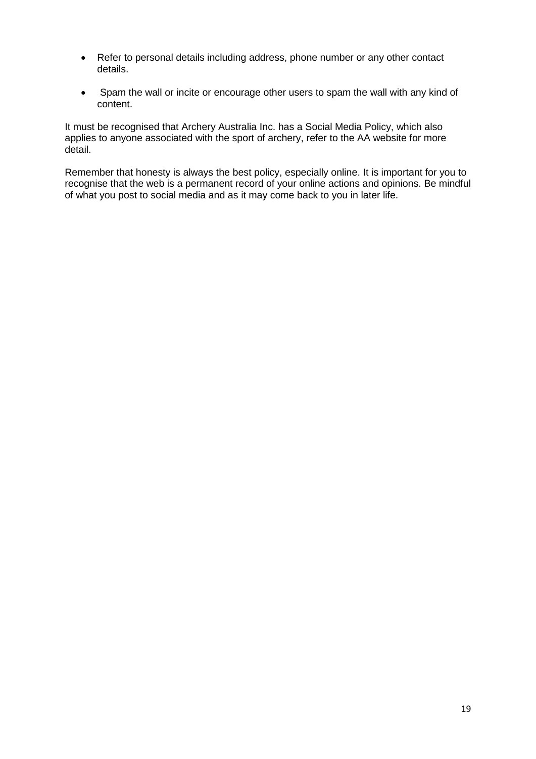- Refer to personal details including address, phone number or any other contact details.
- Spam the wall or incite or encourage other users to spam the wall with any kind of content.

It must be recognised that Archery Australia Inc. has a Social Media Policy, which also applies to anyone associated with the sport of archery, refer to the AA website for more detail.

Remember that honesty is always the best policy, especially online. It is important for you to recognise that the web is a permanent record of your online actions and opinions. Be mindful of what you post to social media and as it may come back to you in later life.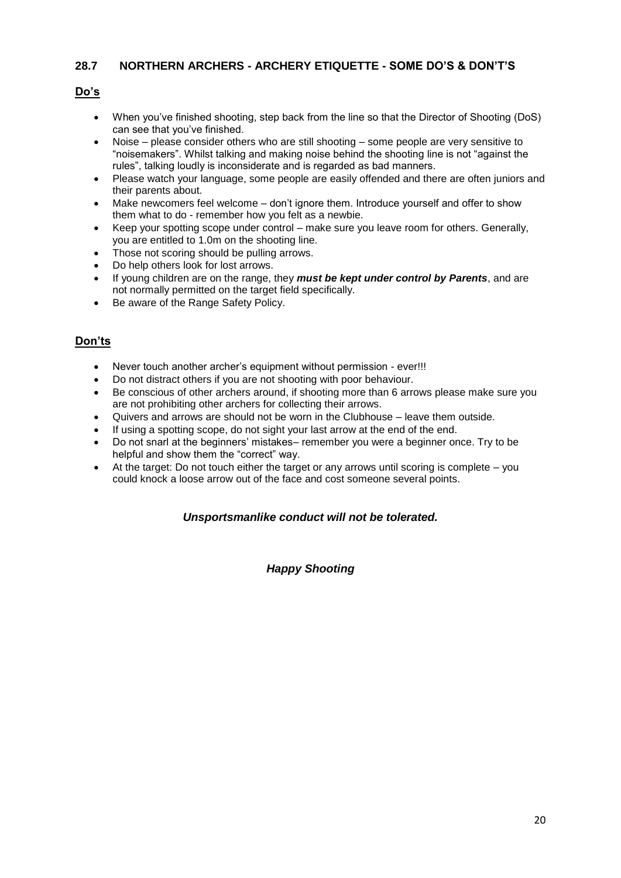## 28.7 NORTHERN ARCHERS - ARCHERY ETIQUETTE - SOME DO'S & DON'T'S

### Do's

- When you've finished shooting, step back from the line so that the Director of Shooting (DoS) can see that you've finished.
- Noise – please consider others who are still shooting – some people are very sensitive to "noisemakers". Whilst talking and making noise behind the shooting line is not "against the rules", talking loudly is inconsiderate and is regarded as bad manners.
- Please watch your language, some people are easily offended and there are often juniors and their parents about.
- Make newcomers feel welcome – don't ignore them. Introduce yourself and offer to show them what to do - remember how you felt as a newbie.
- Keep your spotting scope under control – make sure you leave room for others. Generally, you are entitled to 1.0m on the shooting line.
- Those not scoring should be pulling arrows.
- Do help others look for lost arrows.
- If young children are on the range, they ***must be kept under control by Parents***, and are not normally permitted on the target field specifically.
- Be aware of the Range Safety Policy.

### Don'ts

- Never touch another archer's equipment without permission - ever!!!
- Do not distract others if you are not shooting with poor behaviour.
- Be conscious of other archers around, if shooting more than 6 arrows please make sure you are not prohibiting other archers for collecting their arrows.
- Quivers and arrows are should not be worn in the Clubhouse – leave them outside.
- If using a spotting scope, do not sight your last arrow at the end of the end.
- Do not snarl at the beginners' mistakes– remember you were a beginner once. Try to be helpful and show them the "correct" way.
- At the target: Do not touch either the target or any arrows until scoring is complete – you could knock a loose arrow out of the face and cost someone several points.

***Unsportsmanlike conduct will not be tolerated.***

***Happy Shooting***